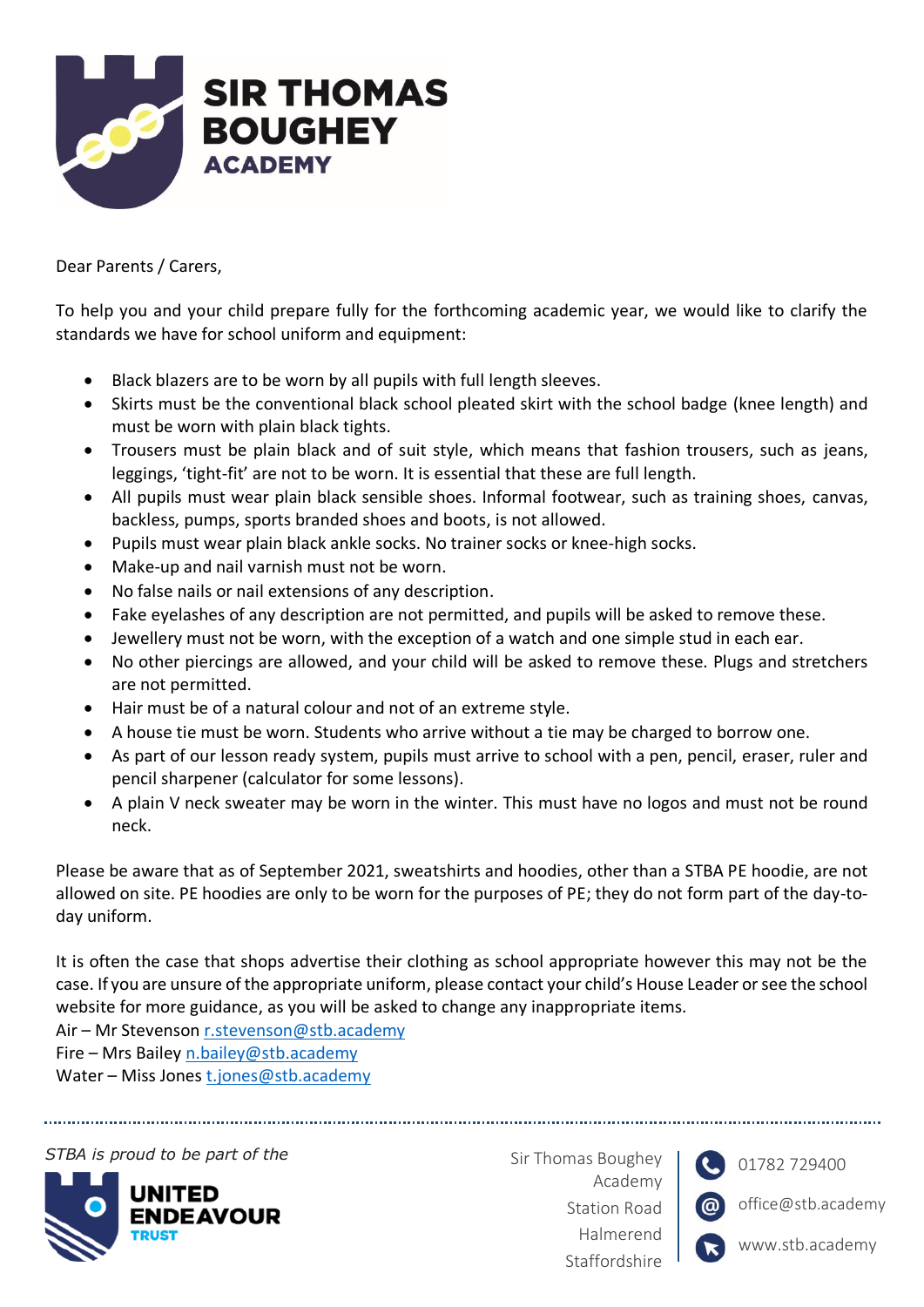# SIR THOMAS BOUGHEY ACADEMY

Dear Parents / Carers,

To help you and your child prepare fully for the forthcoming academic year, we would like to clarify the standards we have for school uniform and equipment:

- Black blazers are to be worn by all pupils with full length sleeves.
- Skirts must be the conventional black school pleated skirt with the school badge (knee length) and must be worn with plain black tights.
- Trousers must be plain black and of suit style, which means that fashion trousers, such as jeans, leggings, 'tight-fit' are not to be worn. It is essential that these are full length.
- All pupils must wear plain black sensible shoes. Informal footwear, such as training shoes, canvas, backless, pumps, sports branded shoes and boots, is not allowed.
- Pupils must wear plain black ankle socks. No trainer socks or knee-high socks.
- Make-up and nail varnish must not be worn.
- No false nails or nail extensions of any description.
- Fake eyelashes of any description are not permitted, and pupils will be asked to remove these.
- Jewellery must not be worn, with the exception of a watch and one simple stud in each ear.
- No other piercings are allowed, and your child will be asked to remove these. Plugs and stretchers are not permitted.
- Hair must be of a natural colour and not of an extreme style.
- A house tie must be worn. Students who arrive without a tie may be charged to borrow one.
- As part of our lesson ready system, pupils must arrive to school with a pen, pencil, eraser, ruler and pencil sharpener (calculator for some lessons).
- A plain V neck sweater may be worn in the winter. This must have no logos and must not be round neck.

Please be aware that as of September 2021, sweatshirts and hoodies, other than a STBA PE hoodie, are not allowed on site. PE hoodies are only to be worn for the purposes of PE; they do not form part of the day-to-day uniform.

It is often the case that shops advertise their clothing as school appropriate however this may not be the case. If you are unsure of the appropriate uniform, please contact your child's House Leader or see the school website for more guidance, as you will be asked to change any inappropriate items.  
Air – Mr Stevenson r.stevenson@stb.academy  
Fire – Mrs Bailey n.bailey@stb.academy  
Water – Miss Jones t.jones@stb.academy

*STBA is proud to be part of the* UNITED ENDEAVOUR TRUST

Sir Thomas Boughey Academy  
Station Road  
Halmerend  
Staffordshire

01782 729400  
office@stb.academy  
www.stb.academy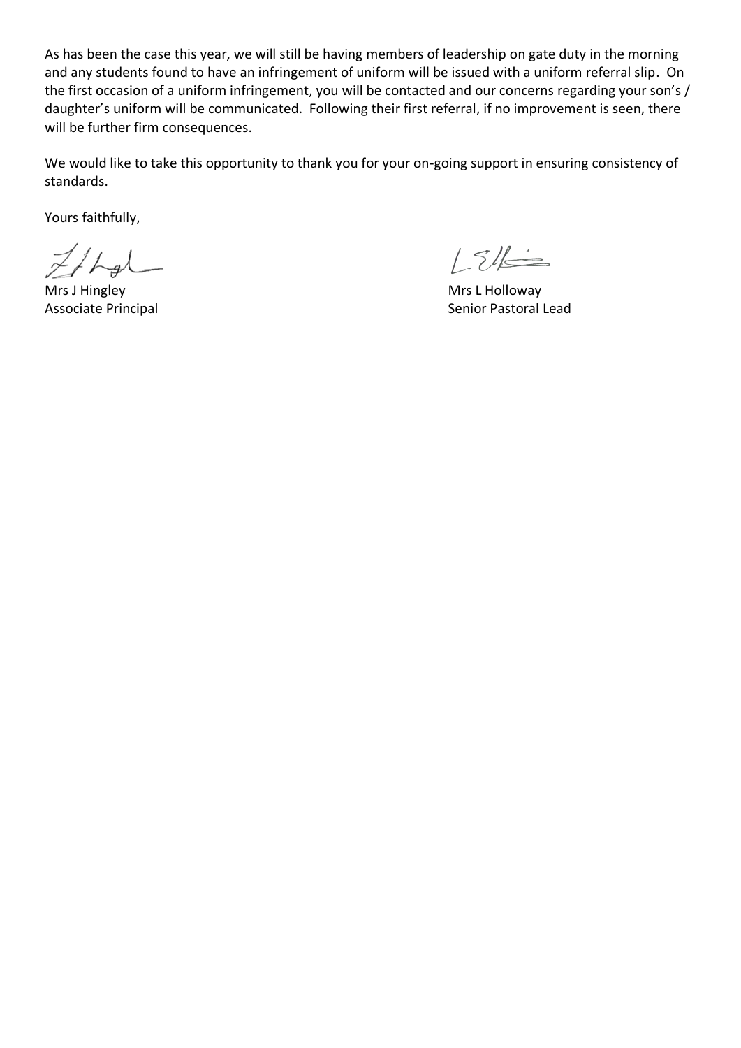As has been the case this year, we will still be having members of leadership on gate duty in the morning and any students found to have an infringement of uniform will be issued with a uniform referral slip. On the first occasion of a uniform infringement, you will be contacted and our concerns regarding your son's / daughter's uniform will be communicated. Following their first referral, if no improvement is seen, there will be further firm consequences.

We would like to take this opportunity to thank you for your on-going support in ensuring consistency of standards.

Yours faithfully,

Mrs J Hingley
Associate Principal

Mrs L Holloway
Senior Pastoral Lead